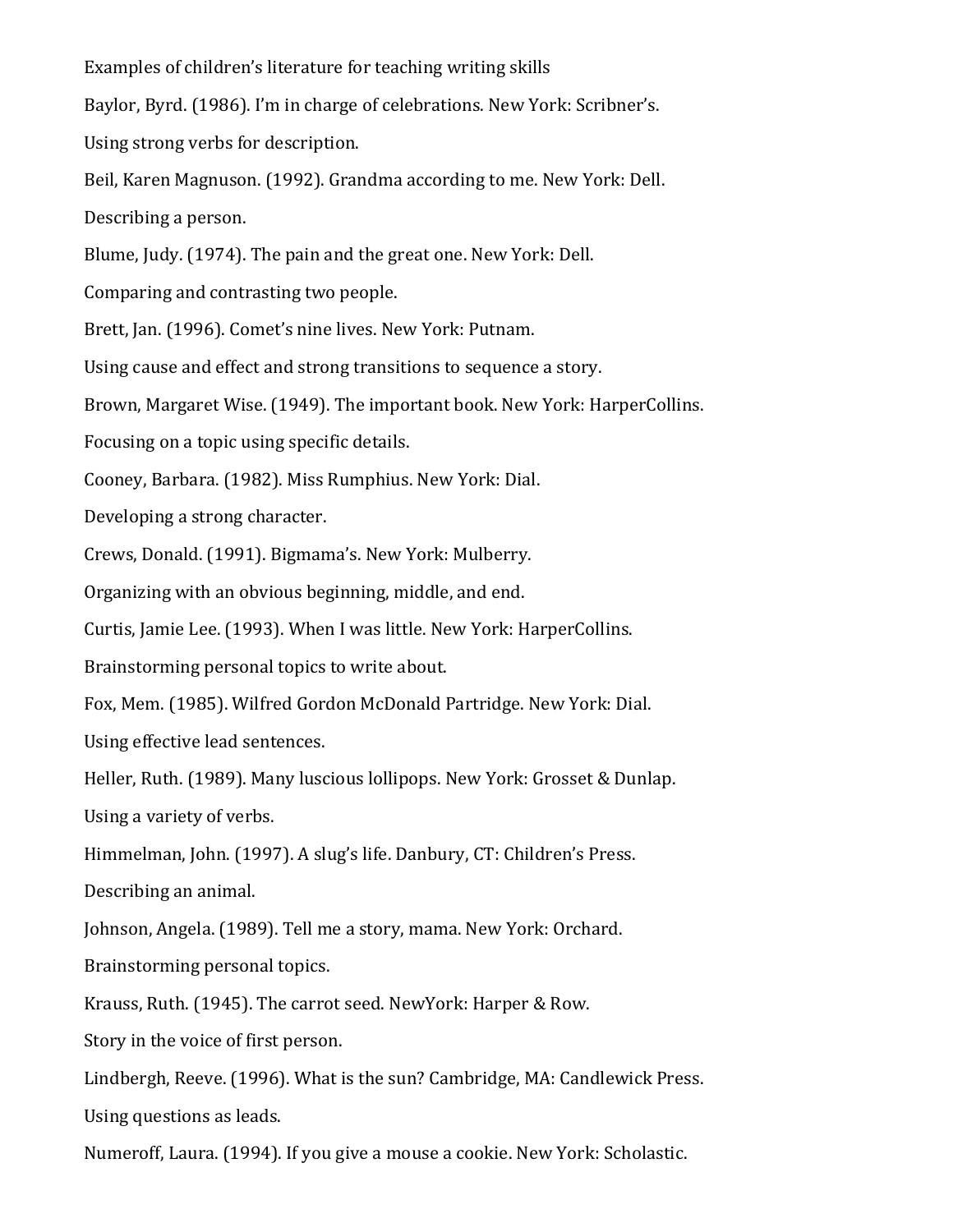Examples of children's literature for teaching writing skills

Baylor, Byrd. (1986). I'm in charge of celebrations. New York: Scribner's.

Using strong verbs for description.

Beil, Karen Magnuson. (1992). Grandma according to me. New York: Dell.

Describing a person.

Blume, Judy. (1974). The pain and the great one. New York: Dell.

Comparing and contrasting two people.

Brett, Jan. (1996). Comet's nine lives. New York: Putnam.

Using cause and effect and strong transitions to sequence a story.

Brown, Margaret Wise. (1949). The important book. New York: HarperCollins.

Focusing on a topic using specific details.

Cooney, Barbara. (1982). Miss Rumphius. New York: Dial.

Developing a strong character.

Crews, Donald. (1991). Bigmama's. New York: Mulberry.

Organizing with an obvious beginning, middle, and end.

Curtis, Jamie Lee. (1993). When I was little. New York: HarperCollins.

Brainstorming personal topics to write about.

Fox, Mem. (1985). Wilfred Gordon McDonald Partridge. New York: Dial.

Using effective lead sentences.

Heller, Ruth. (1989). Many luscious lollipops. New York: Grosset & Dunlap.

Using a variety of verbs.

Himmelman, John. (1997). A slug's life. Danbury, CT: Children's Press.

Describing an animal.

Johnson, Angela. (1989). Tell me a story, mama. New York: Orchard.

Brainstorming personal topics.

Krauss, Ruth. (1945). The carrot seed. NewYork: Harper & Row.

Story in the voice of first person.

Lindbergh, Reeve. (1996). What is the sun? Cambridge, MA: Candlewick Press.

Using questions as leads.

Numeroff, Laura. (1994). If you give a mouse a cookie. New York: Scholastic.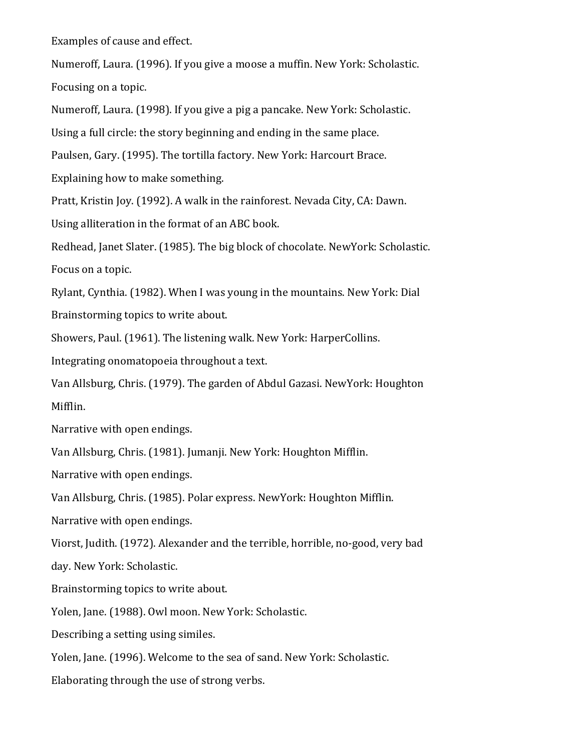Examples of cause and effect.

Numeroff, Laura. (1996). If you give a moose a muffin. New York: Scholastic.

Focusing on a topic.

Numeroff, Laura. (1998). If you give a pig a pancake. New York: Scholastic.

Using a full circle: the story beginning and ending in the same place.

Paulsen, Gary. (1995). The tortilla factory. New York: Harcourt Brace.

Explaining how to make something.

Pratt, Kristin Joy. (1992). A walk in the rainforest. Nevada City, CA: Dawn.

Using alliteration in the format of an ABC book.

Redhead, Janet Slater. (1985). The big block of chocolate. NewYork: Scholastic.

Focus on a topic.

Rylant, Cynthia. (1982). When I was young in the mountains. New York: Dial

Brainstorming topics to write about.

Showers, Paul. (1961). The listening walk. New York: HarperCollins.

Integrating onomatopoeia throughout a text.

Van Allsburg, Chris. (1979). The garden of Abdul Gazasi. NewYork: Houghton Mifflin.

Narrative with open endings.

Van Allsburg, Chris. (1981). Jumanji. New York: Houghton Mifflin.

Narrative with open endings.

Van Allsburg, Chris. (1985). Polar express. NewYork: Houghton Mifflin.

Narrative with open endings.

Viorst, Judith. (1972). Alexander and the terrible, horrible, no-good, very bad day. New York: Scholastic.

Brainstorming topics to write about.

Yolen, Jane. (1988). Owl moon. New York: Scholastic.

Describing a setting using similes.

Yolen, Jane. (1996). Welcome to the sea of sand. New York: Scholastic.

Elaborating through the use of strong verbs.